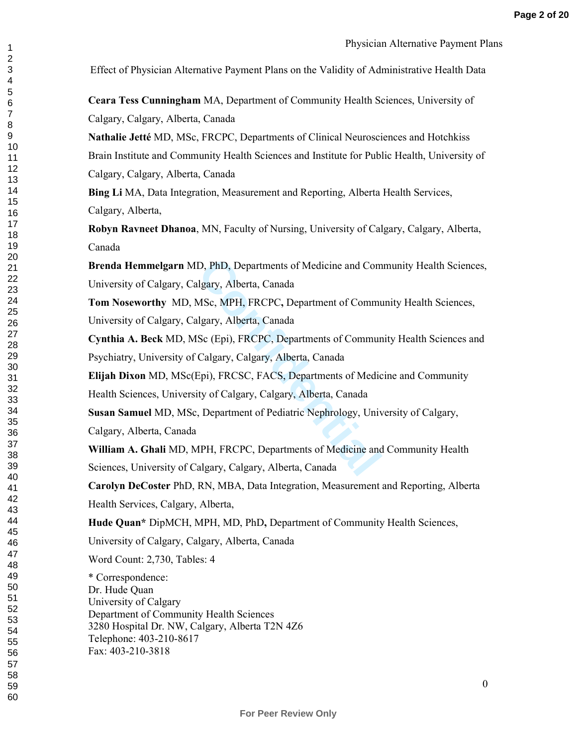# Effect of Physician Alternative Payment Plans on the Validity of Administrative Health Data

**Ceara Tess Cunningham** MA, Department of Community Health Sciences, University of Calgary, Calgary, Alberta, Canada

**Nathalie Jetté** MD, MSc, FRCPC, Departments of Clinical Neurosciences and Hotchkiss Brain Institute and Community Health Sciences and Institute for Public Health, University of Calgary, Calgary, Alberta, Canada

**Bing Li** MA, Data Integration, Measurement and Reporting, Alberta Health Services, Calgary, Alberta,

**Robyn Ravneet Dhanoa**, MN, Faculty of Nursing, University of Calgary, Calgary, Alberta, Canada

**Brenda Hemmelgarn** MD, PhD, Departments of Medicine and Community Health Sciences, University of Calgary, Calgary, Alberta, Canada

**Tom Noseworthy** MD, MSc, MPH, FRCPC**,** Department of Community Health Sciences, University of Calgary, Calgary, Alberta, Canada

**Cynthia A. Beck** MD, MSc (Epi), FRCPC, Departments of Community Health Sciences and Psychiatry, University of Calgary, Calgary, Alberta, Canada

**Elijah Dixon** MD, MSc(Epi), FRCSC, FACS, Departments of Medicine and Community Health Sciences, University of Calgary, Calgary, Alberta, Canada

**Susan Samuel** MD, MSc, Department of Pediatric Nephrology, University of Calgary, Calgary, Alberta, Canada

**William A. Ghali** MD, MPH, FRCPC, Departments of Medicine and Community Health Sciences, University of Calgary, Calgary, Alberta, Canada

**Carolyn DeCoster** PhD, RN, MBA, Data Integration, Measurement and Reporting, Alberta Health Services, Calgary, Alberta,

**Hude Quan*** DipMCH, MPH, MD, PhD**,** Department of Community Health Sciences, University of Calgary, Calgary, Alberta, Canada

Word Count: 2,730, Tables: 4

* Correspondence:
Dr. Hude Quan
University of Calgary
Department of Community Health Sciences
3280 Hospital Dr. NW, Calgary, Alberta T2N 4Z6
Telephone: 403-210-8617
Fax: 403-210-3818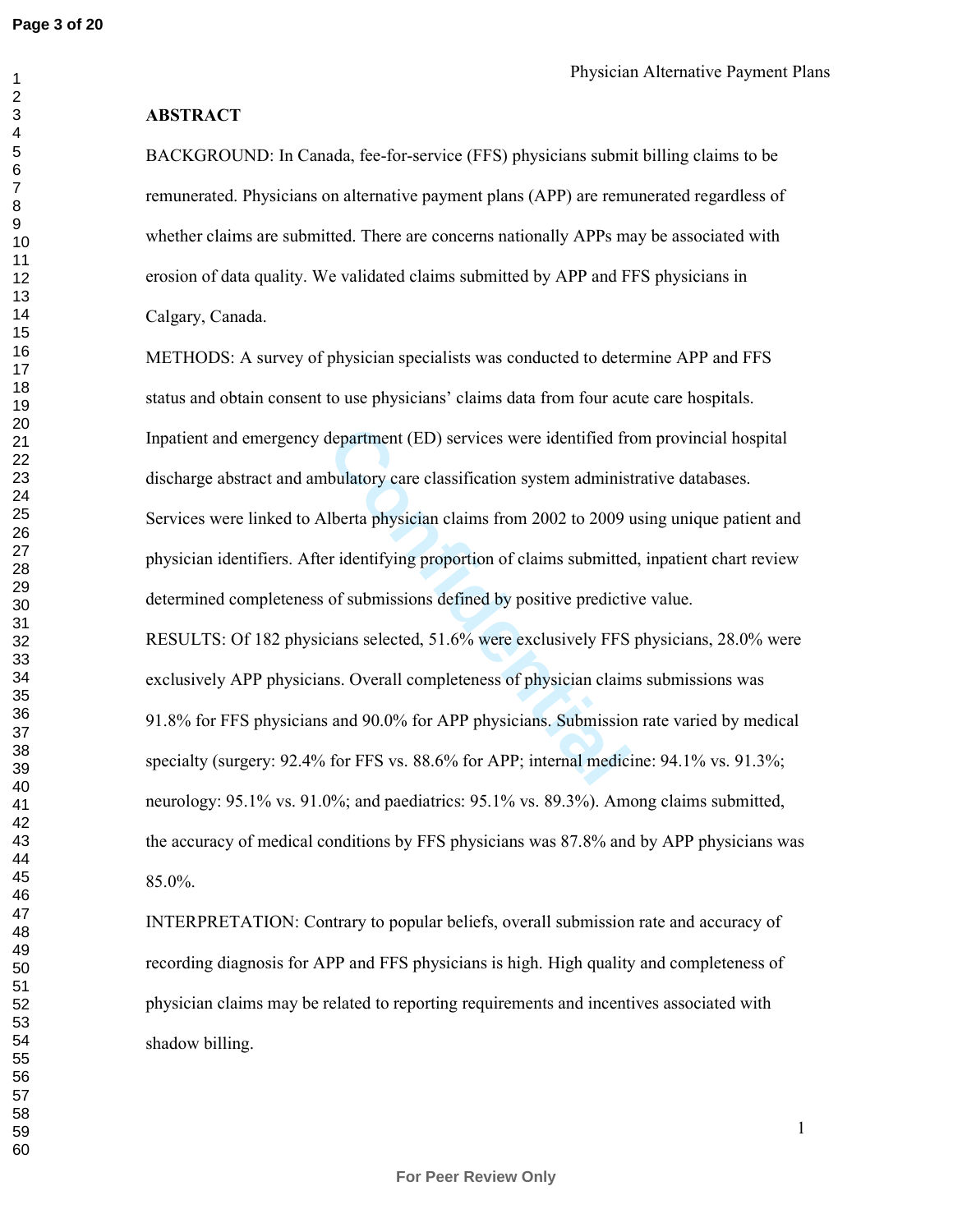## ABSTRACT

BACKGROUND: In Canada, fee-for-service (FFS) physicians submit billing claims to be remunerated. Physicians on alternative payment plans (APP) are remunerated regardless of whether claims are submitted. There are concerns nationally APPs may be associated with erosion of data quality. We validated claims submitted by APP and FFS physicians in Calgary, Canada.

METHODS: A survey of physician specialists was conducted to determine APP and FFS status and obtain consent to use physicians' claims data from four acute care hospitals. Inpatient and emergency department (ED) services were identified from provincial hospital discharge abstract and ambulatory care classification system administrative databases. Services were linked to Alberta physician claims from 2002 to 2009 using unique patient and physician identifiers. After identifying proportion of claims submitted, inpatient chart review determined completeness of submissions defined by positive predictive value.

RESULTS: Of 182 physicians selected, 51.6% were exclusively FFS physicians, 28.0% were exclusively APP physicians. Overall completeness of physician claims submissions was 91.8% for FFS physicians and 90.0% for APP physicians. Submission rate varied by medical specialty (surgery: 92.4% for FFS vs. 88.6% for APP; internal medicine: 94.1% vs. 91.3%; neurology: 95.1% vs. 91.0%; and paediatrics: 95.1% vs. 89.3%). Among claims submitted, the accuracy of medical conditions by FFS physicians was 87.8% and by APP physicians was 85.0%.

INTERPRETATION: Contrary to popular beliefs, overall submission rate and accuracy of recording diagnosis for APP and FFS physicians is high. High quality and completeness of physician claims may be related to reporting requirements and incentives associated with shadow billing.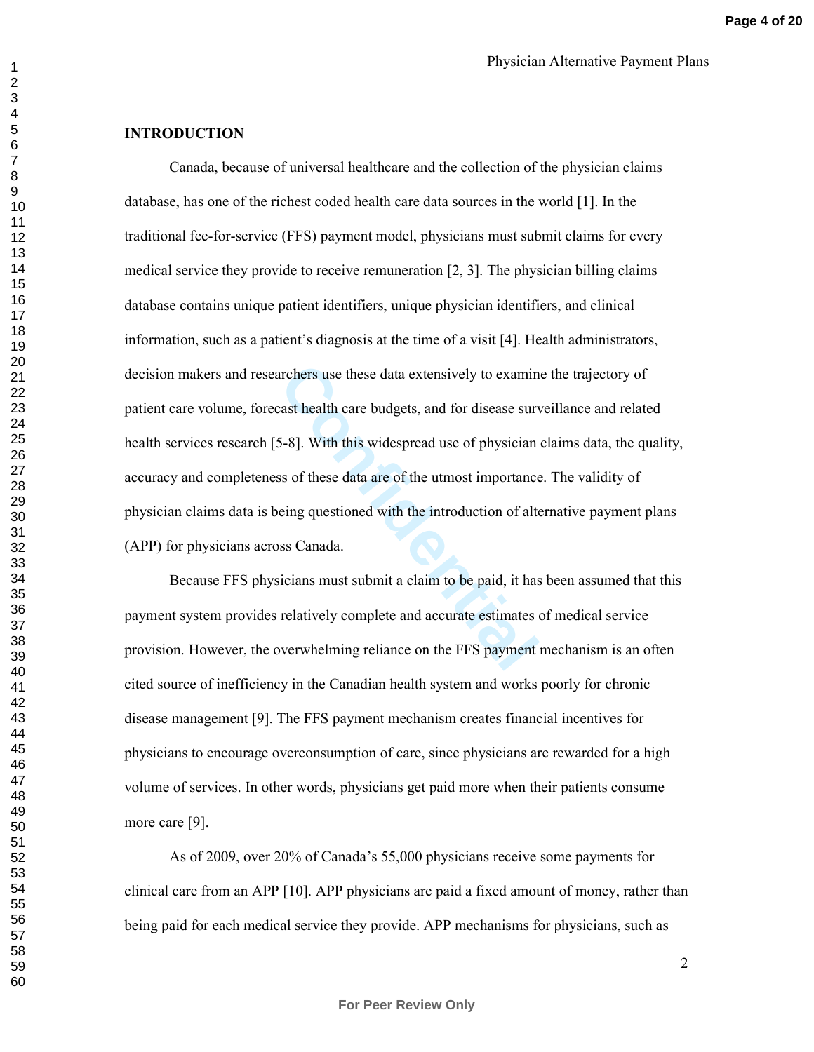## INTRODUCTION

Canada, because of universal healthcare and the collection of the physician claims database, has one of the richest coded health care data sources in the world [1]. In the traditional fee-for-service (FFS) payment model, physicians must submit claims for every medical service they provide to receive remuneration [2, 3]. The physician billing claims database contains unique patient identifiers, unique physician identifiers, and clinical information, such as a patient's diagnosis at the time of a visit [4]. Health administrators, decision makers and researchers use these data extensively to examine the trajectory of patient care volume, forecast health care budgets, and for disease surveillance and related health services research [5-8]. With this widespread use of physician claims data, the quality, accuracy and completeness of these data are of the utmost importance. The validity of physician claims data is being questioned with the introduction of alternative payment plans (APP) for physicians across Canada.

Because FFS physicians must submit a claim to be paid, it has been assumed that this payment system provides relatively complete and accurate estimates of medical service provision. However, the overwhelming reliance on the FFS payment mechanism is an often cited source of inefficiency in the Canadian health system and works poorly for chronic disease management [9]. The FFS payment mechanism creates financial incentives for physicians to encourage overconsumption of care, since physicians are rewarded for a high volume of services. In other words, physicians get paid more when their patients consume more care [9].

As of 2009, over 20% of Canada's 55,000 physicians receive some payments for clinical care from an APP [10]. APP physicians are paid a fixed amount of money, rather than being paid for each medical service they provide. APP mechanisms for physicians, such as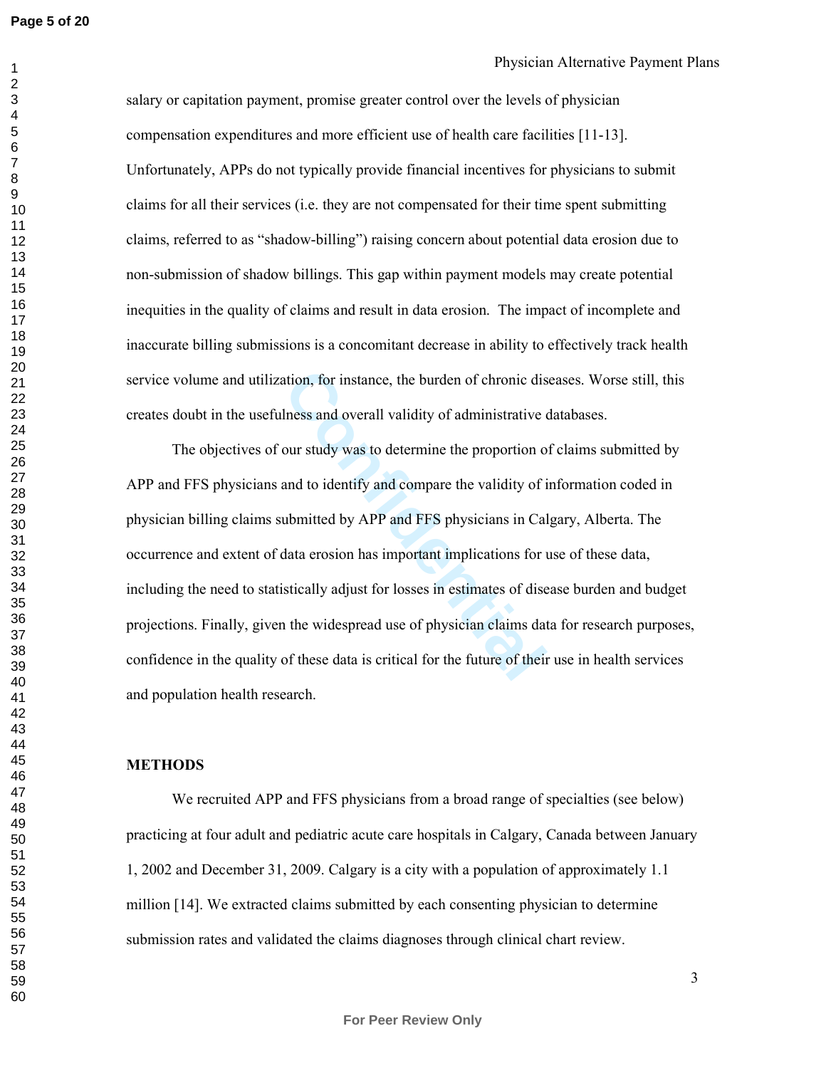salary or capitation payment, promise greater control over the levels of physician compensation expenditures and more efficient use of health care facilities [11-13]. Unfortunately, APPs do not typically provide financial incentives for physicians to submit claims for all their services (i.e. they are not compensated for their time spent submitting claims, referred to as "shadow-billing") raising concern about potential data erosion due to non-submission of shadow billings. This gap within payment models may create potential inequities in the quality of claims and result in data erosion. The impact of incomplete and inaccurate billing submissions is a concomitant decrease in ability to effectively track health service volume and utilization, for instance, the burden of chronic diseases. Worse still, this creates doubt in the usefulness and overall validity of administrative databases.

The objectives of our study was to determine the proportion of claims submitted by APP and FFS physicians and to identify and compare the validity of information coded in physician billing claims submitted by APP and FFS physicians in Calgary, Alberta. The occurrence and extent of data erosion has important implications for use of these data, including the need to statistically adjust for losses in estimates of disease burden and budget projections. Finally, given the widespread use of physician claims data for research purposes, confidence in the quality of these data is critical for the future of their use in health services and population health research.

## METHODS

We recruited APP and FFS physicians from a broad range of specialties (see below) practicing at four adult and pediatric acute care hospitals in Calgary, Canada between January 1, 2002 and December 31, 2009. Calgary is a city with a population of approximately 1.1 million [14]. We extracted claims submitted by each consenting physician to determine submission rates and validated the claims diagnoses through clinical chart review.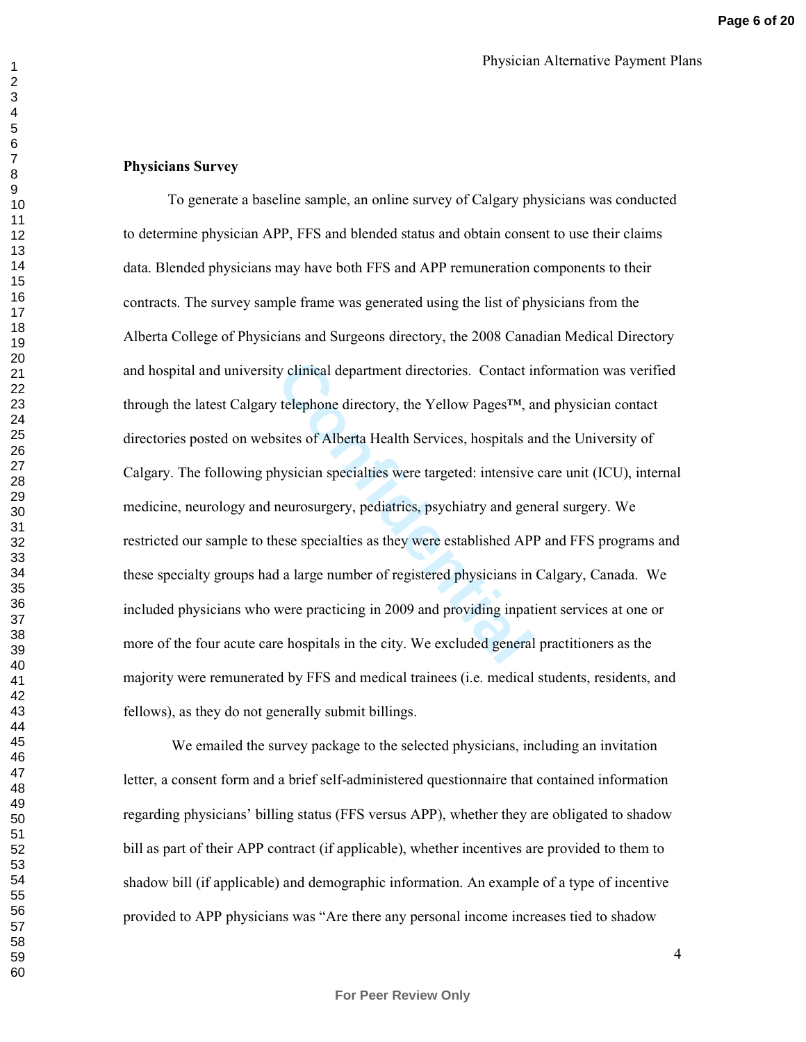**Physicians Survey**

To generate a baseline sample, an online survey of Calgary physicians was conducted to determine physician APP, FFS and blended status and obtain consent to use their claims data. Blended physicians may have both FFS and APP remuneration components to their contracts. The survey sample frame was generated using the list of physicians from the Alberta College of Physicians and Surgeons directory, the 2008 Canadian Medical Directory and hospital and university clinical department directories. Contact information was verified through the latest Calgary telephone directory, the Yellow Pages™, and physician contact directories posted on websites of Alberta Health Services, hospitals and the University of Calgary. The following physician specialties were targeted: intensive care unit (ICU), internal medicine, neurology and neurosurgery, pediatrics, psychiatry and general surgery. We restricted our sample to these specialties as they were established APP and FFS programs and these specialty groups had a large number of registered physicians in Calgary, Canada. We included physicians who were practicing in 2009 and providing inpatient services at one or more of the four acute care hospitals in the city. We excluded general practitioners as the majority were remunerated by FFS and medical trainees (i.e. medical students, residents, and fellows), as they do not generally submit billings.

We emailed the survey package to the selected physicians, including an invitation letter, a consent form and a brief self-administered questionnaire that contained information regarding physicians' billing status (FFS versus APP), whether they are obligated to shadow bill as part of their APP contract (if applicable), whether incentives are provided to them to shadow bill (if applicable) and demographic information. An example of a type of incentive provided to APP physicians was "Are there any personal income increases tied to shadow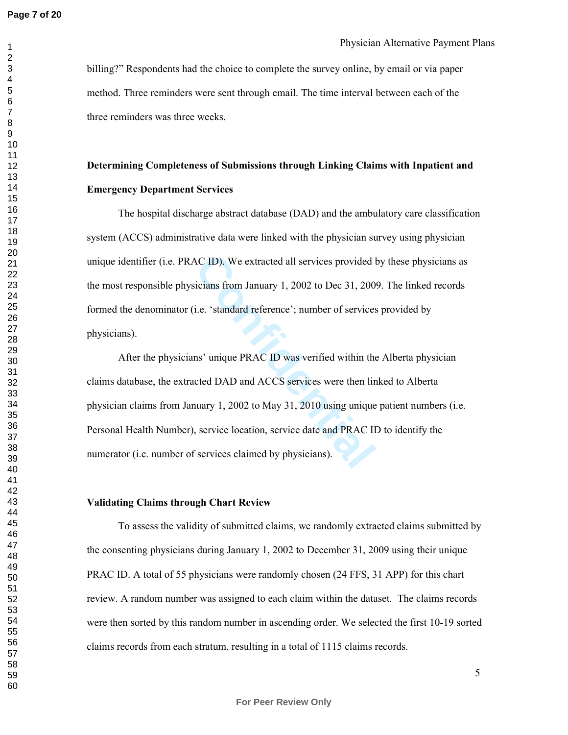billing?" Respondents had the choice to complete the survey online, by email or via paper method. Three reminders were sent through email. The time interval between each of the three reminders was three weeks.

### Determining Completeness of Submissions through Linking Claims with Inpatient and Emergency Department Services

The hospital discharge abstract database (DAD) and the ambulatory care classification system (ACCS) administrative data were linked with the physician survey using physician unique identifier (i.e. PRAC ID). We extracted all services provided by these physicians as the most responsible physicians from January 1, 2002 to Dec 31, 2009. The linked records formed the denominator (i.e. 'standard reference'; number of services provided by physicians).

After the physicians' unique PRAC ID was verified within the Alberta physician claims database, the extracted DAD and ACCS services were then linked to Alberta physician claims from January 1, 2002 to May 31, 2010 using unique patient numbers (i.e. Personal Health Number), service location, service date and PRAC ID to identify the numerator (i.e. number of services claimed by physicians).

### Validating Claims through Chart Review

To assess the validity of submitted claims, we randomly extracted claims submitted by the consenting physicians during January 1, 2002 to December 31, 2009 using their unique PRAC ID. A total of 55 physicians were randomly chosen (24 FFS, 31 APP) for this chart review. A random number was assigned to each claim within the dataset. The claims records were then sorted by this random number in ascending order. We selected the first 10-19 sorted claims records from each stratum, resulting in a total of 1115 claims records.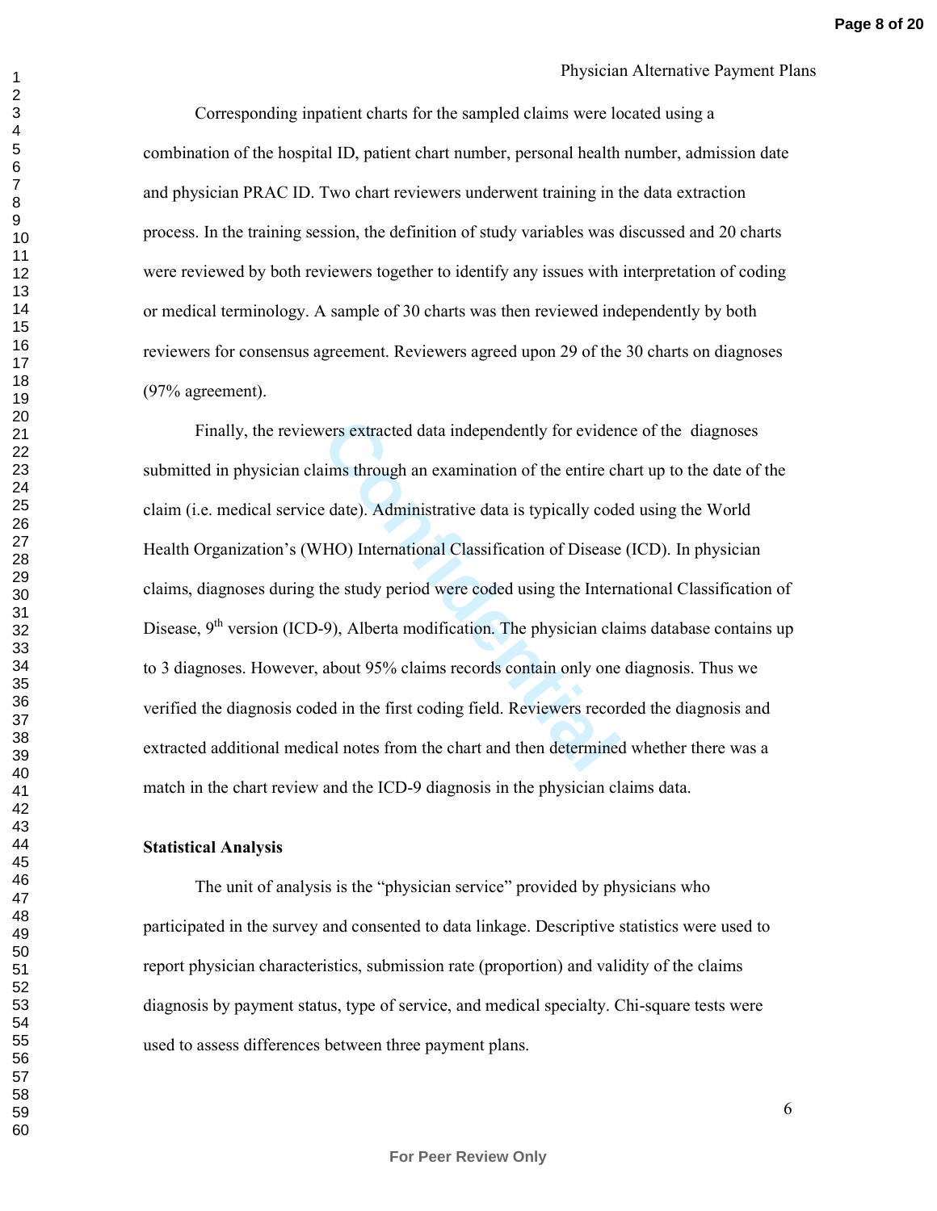Corresponding inpatient charts for the sampled claims were located using a combination of the hospital ID, patient chart number, personal health number, admission date and physician PRAC ID. Two chart reviewers underwent training in the data extraction process. In the training session, the definition of study variables was discussed and 20 charts were reviewed by both reviewers together to identify any issues with interpretation of coding or medical terminology. A sample of 30 charts was then reviewed independently by both reviewers for consensus agreement. Reviewers agreed upon 29 of the 30 charts on diagnoses (97% agreement).

Finally, the reviewers extracted data independently for evidence of the diagnoses submitted in physician claims through an examination of the entire chart up to the date of the claim (i.e. medical service date). Administrative data is typically coded using the World Health Organization's (WHO) International Classification of Disease (ICD). In physician claims, diagnoses during the study period were coded using the International Classification of Disease, 9th version (ICD-9), Alberta modification. The physician claims database contains up to 3 diagnoses. However, about 95% claims records contain only one diagnosis. Thus we verified the diagnosis coded in the first coding field. Reviewers recorded the diagnosis and extracted additional medical notes from the chart and then determined whether there was a match in the chart review and the ICD-9 diagnosis in the physician claims data.

**Statistical Analysis**

The unit of analysis is the "physician service" provided by physicians who participated in the survey and consented to data linkage. Descriptive statistics were used to report physician characteristics, submission rate (proportion) and validity of the claims diagnosis by payment status, type of service, and medical specialty. Chi-square tests were used to assess differences between three payment plans.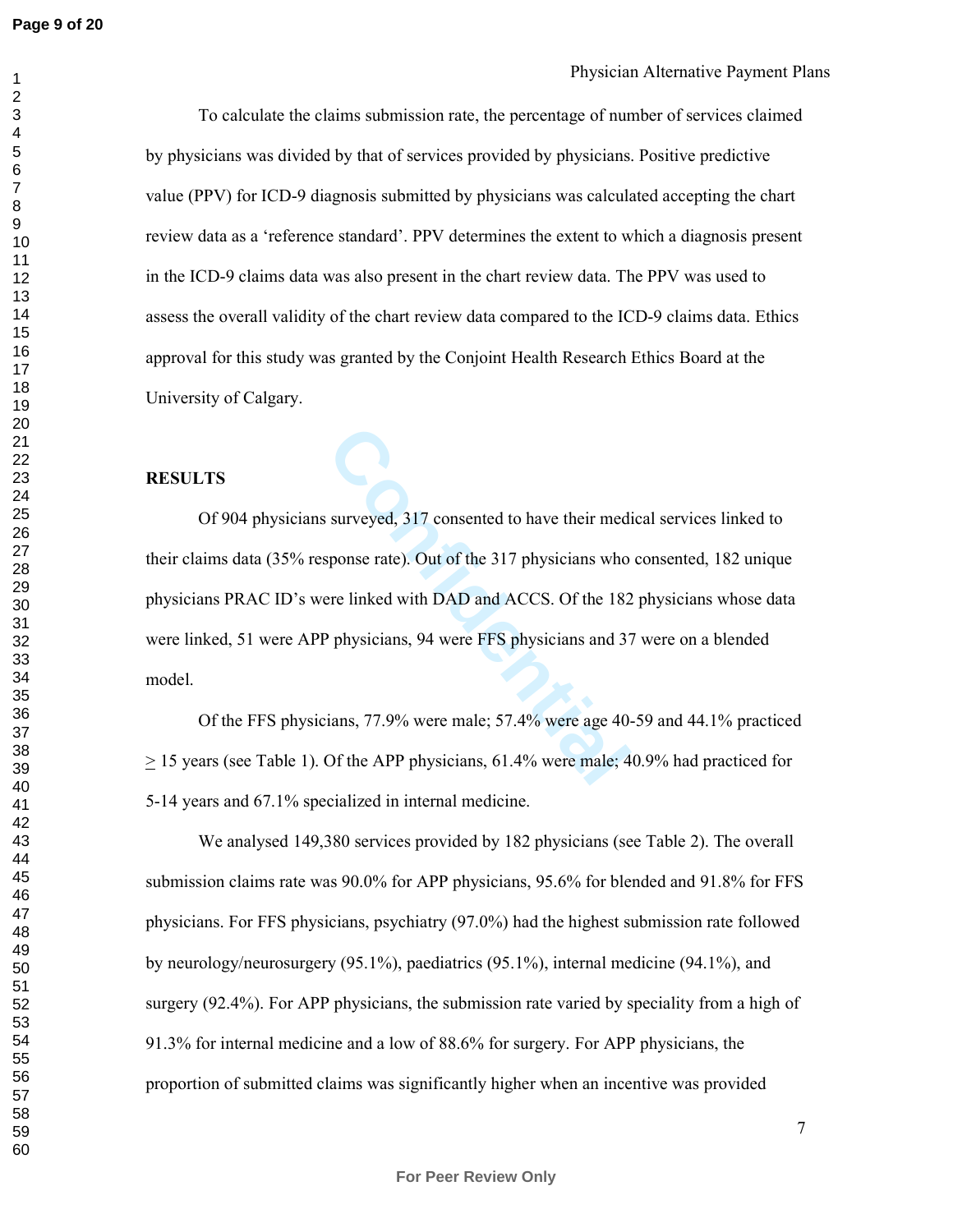To calculate the claims submission rate, the percentage of number of services claimed by physicians was divided by that of services provided by physicians. Positive predictive value (PPV) for ICD-9 diagnosis submitted by physicians was calculated accepting the chart review data as a 'reference standard'. PPV determines the extent to which a diagnosis present in the ICD-9 claims data was also present in the chart review data. The PPV was used to assess the overall validity of the chart review data compared to the ICD-9 claims data. Ethics approval for this study was granted by the Conjoint Health Research Ethics Board at the University of Calgary.

## RESULTS

Of 904 physicians surveyed, 317 consented to have their medical services linked to their claims data (35% response rate). Out of the 317 physicians who consented, 182 unique physicians PRAC ID's were linked with DAD and ACCS. Of the 182 physicians whose data were linked, 51 were APP physicians, 94 were FFS physicians and 37 were on a blended model.

Of the FFS physicians, 77.9% were male; 57.4% were age 40-59 and 44.1% practiced ≥ 15 years (see Table 1). Of the APP physicians, 61.4% were male; 40.9% had practiced for 5-14 years and 67.1% specialized in internal medicine.

We analysed 149,380 services provided by 182 physicians (see Table 2). The overall submission claims rate was 90.0% for APP physicians, 95.6% for blended and 91.8% for FFS physicians. For FFS physicians, psychiatry (97.0%) had the highest submission rate followed by neurology/neurosurgery (95.1%), paediatrics (95.1%), internal medicine (94.1%), and surgery (92.4%). For APP physicians, the submission rate varied by speciality from a high of 91.3% for internal medicine and a low of 88.6% for surgery. For APP physicians, the proportion of submitted claims was significantly higher when an incentive was provided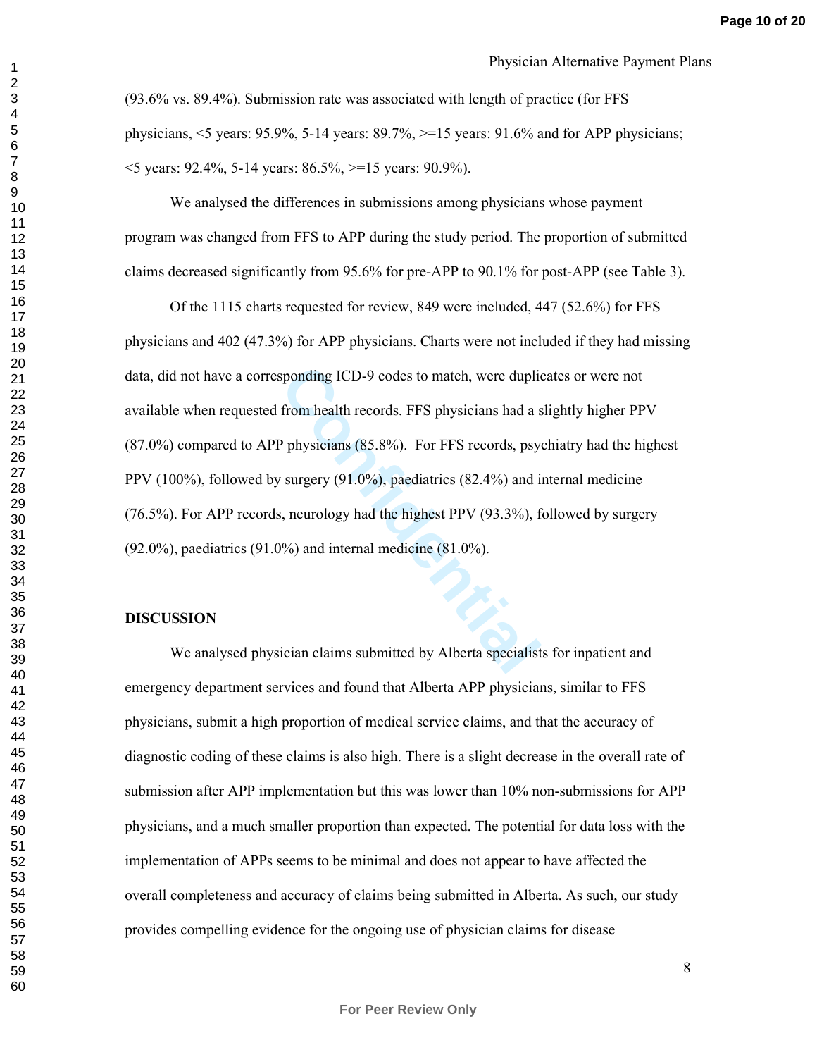(93.6% vs. 89.4%). Submission rate was associated with length of practice (for FFS physicians, <5 years: 95.9%, 5-14 years: 89.7%, >=15 years: 91.6% and for APP physicians; <5 years: 92.4%, 5-14 years: 86.5%, >=15 years: 90.9%).

We analysed the differences in submissions among physicians whose payment program was changed from FFS to APP during the study period. The proportion of submitted claims decreased significantly from 95.6% for pre-APP to 90.1% for post-APP (see Table 3).

Of the 1115 charts requested for review, 849 were included, 447 (52.6%) for FFS physicians and 402 (47.3%) for APP physicians. Charts were not included if they had missing data, did not have a corresponding ICD-9 codes to match, were duplicates or were not available when requested from health records. FFS physicians had a slightly higher PPV (87.0%) compared to APP physicians (85.8%). For FFS records, psychiatry had the highest PPV (100%), followed by surgery (91.0%), paediatrics (82.4%) and internal medicine (76.5%). For APP records, neurology had the highest PPV (93.3%), followed by surgery (92.0%), paediatrics (91.0%) and internal medicine (81.0%).

## DISCUSSION

We analysed physician claims submitted by Alberta specialists for inpatient and emergency department services and found that Alberta APP physicians, similar to FFS physicians, submit a high proportion of medical service claims, and that the accuracy of diagnostic coding of these claims is also high. There is a slight decrease in the overall rate of submission after APP implementation but this was lower than 10% non-submissions for APP physicians, and a much smaller proportion than expected. The potential for data loss with the implementation of APPs seems to be minimal and does not appear to have affected the overall completeness and accuracy of claims being submitted in Alberta. As such, our study provides compelling evidence for the ongoing use of physician claims for disease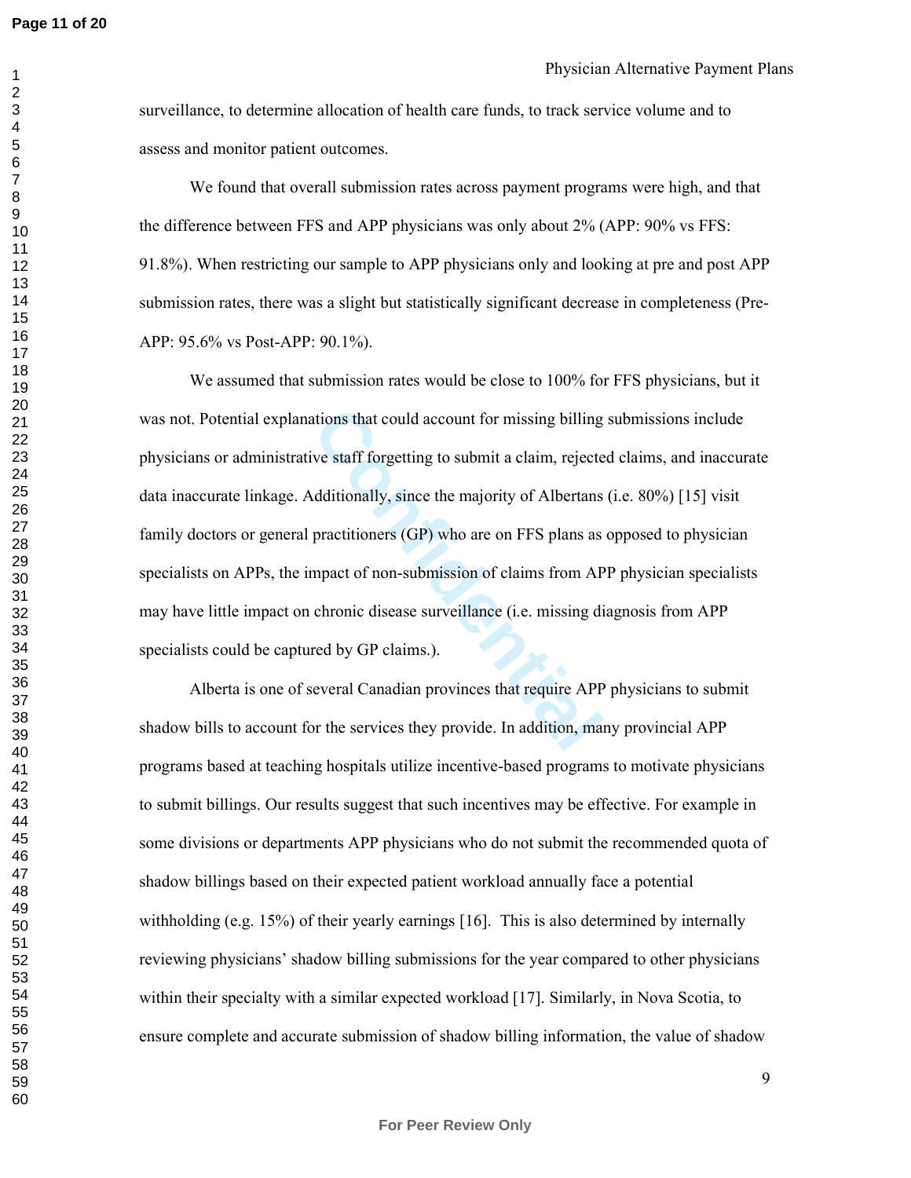surveillance, to determine allocation of health care funds, to track service volume and to assess and monitor patient outcomes.

We found that overall submission rates across payment programs were high, and that the difference between FFS and APP physicians was only about 2% (APP: 90% vs FFS: 91.8%). When restricting our sample to APP physicians only and looking at pre and post APP submission rates, there was a slight but statistically significant decrease in completeness (Pre-APP: 95.6% vs Post-APP: 90.1%).

We assumed that submission rates would be close to 100% for FFS physicians, but it was not. Potential explanations that could account for missing billing submissions include physicians or administrative staff forgetting to submit a claim, rejected claims, and inaccurate data inaccurate linkage. Additionally, since the majority of Albertans (i.e. 80%) [15] visit family doctors or general practitioners (GP) who are on FFS plans as opposed to physician specialists on APPs, the impact of non-submission of claims from APP physician specialists may have little impact on chronic disease surveillance (i.e. missing diagnosis from APP specialists could be captured by GP claims.).

Alberta is one of several Canadian provinces that require APP physicians to submit shadow bills to account for the services they provide. In addition, many provincial APP programs based at teaching hospitals utilize incentive-based programs to motivate physicians to submit billings. Our results suggest that such incentives may be effective. For example in some divisions or departments APP physicians who do not submit the recommended quota of shadow billings based on their expected patient workload annually face a potential withholding (e.g. 15%) of their yearly earnings [16]. This is also determined by internally reviewing physicians' shadow billing submissions for the year compared to other physicians within their specialty with a similar expected workload [17]. Similarly, in Nova Scotia, to ensure complete and accurate submission of shadow billing information, the value of shadow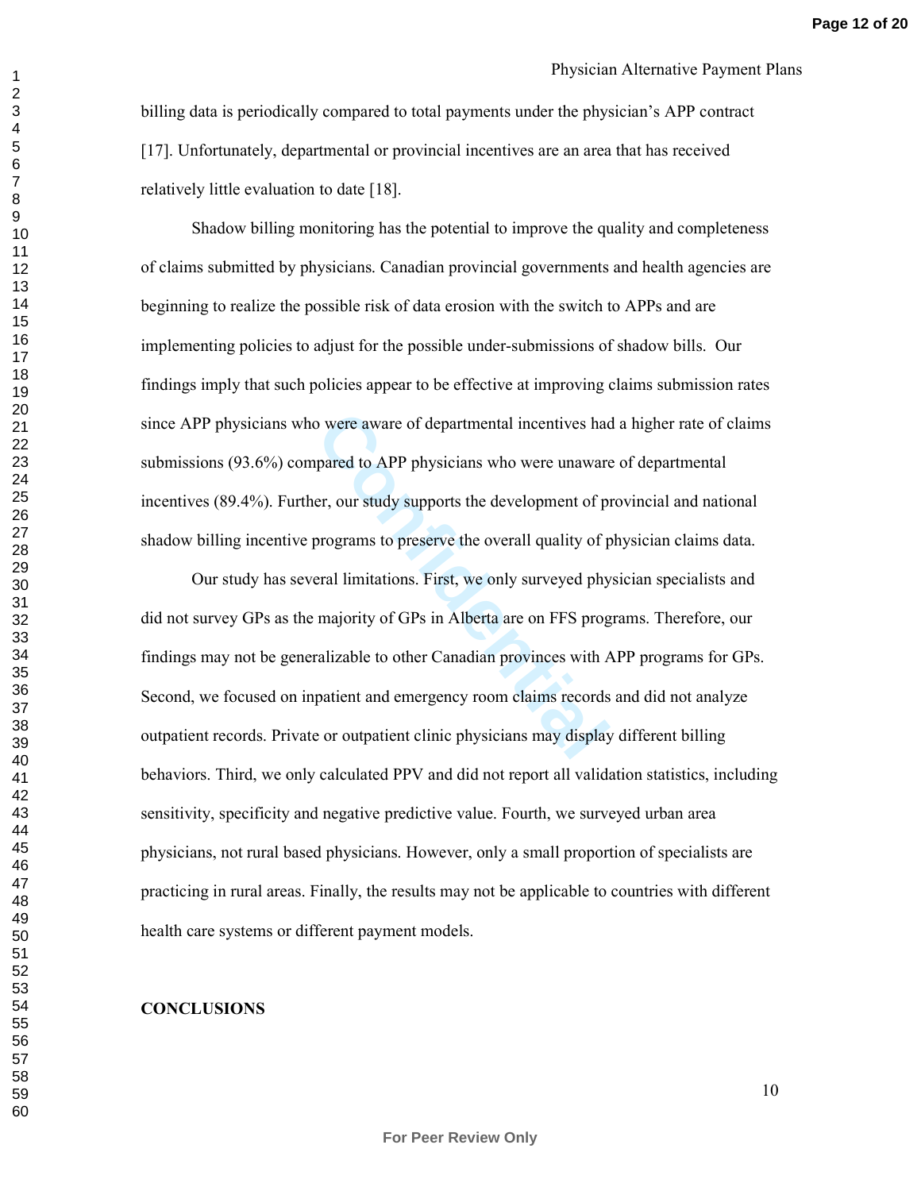billing data is periodically compared to total payments under the physician's APP contract [17]. Unfortunately, departmental or provincial incentives are an area that has received relatively little evaluation to date [18].

Shadow billing monitoring has the potential to improve the quality and completeness of claims submitted by physicians. Canadian provincial governments and health agencies are beginning to realize the possible risk of data erosion with the switch to APPs and are implementing policies to adjust for the possible under-submissions of shadow bills. Our findings imply that such policies appear to be effective at improving claims submission rates since APP physicians who were aware of departmental incentives had a higher rate of claims submissions (93.6%) compared to APP physicians who were unaware of departmental incentives (89.4%). Further, our study supports the development of provincial and national shadow billing incentive programs to preserve the overall quality of physician claims data.

Our study has several limitations. First, we only surveyed physician specialists and did not survey GPs as the majority of GPs in Alberta are on FFS programs. Therefore, our findings may not be generalizable to other Canadian provinces with APP programs for GPs. Second, we focused on inpatient and emergency room claims records and did not analyze outpatient records. Private or outpatient clinic physicians may display different billing behaviors. Third, we only calculated PPV and did not report all validation statistics, including sensitivity, specificity and negative predictive value. Fourth, we surveyed urban area physicians, not rural based physicians. However, only a small proportion of specialists are practicing in rural areas. Finally, the results may not be applicable to countries with different health care systems or different payment models.

## CONCLUSIONS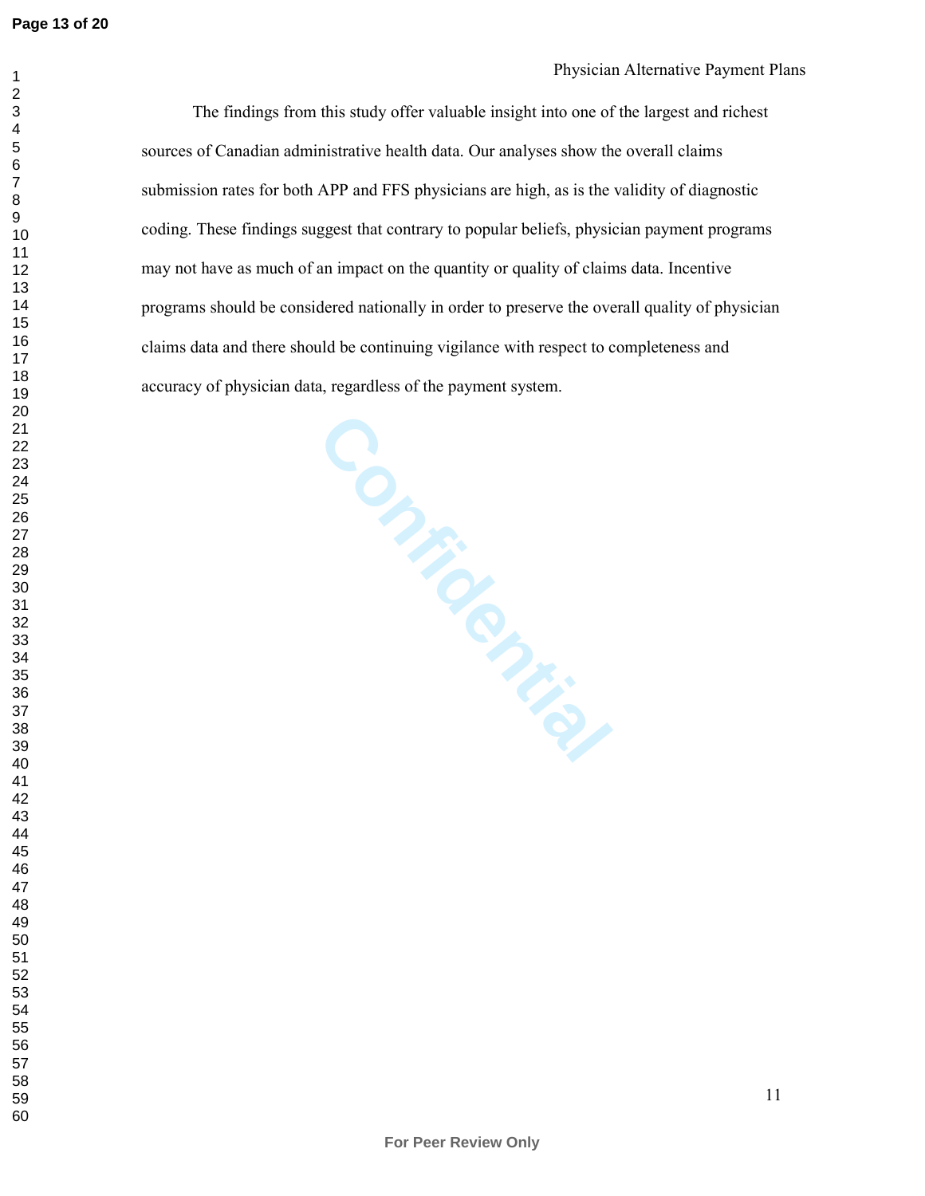The findings from this study offer valuable insight into one of the largest and richest sources of Canadian administrative health data. Our analyses show the overall claims submission rates for both APP and FFS physicians are high, as is the validity of diagnostic coding. These findings suggest that contrary to popular beliefs, physician payment programs may not have as much of an impact on the quantity or quality of claims data. Incentive programs should be considered nationally in order to preserve the overall quality of physician claims data and there should be continuing vigilance with respect to completeness and accuracy of physician data, regardless of the payment system.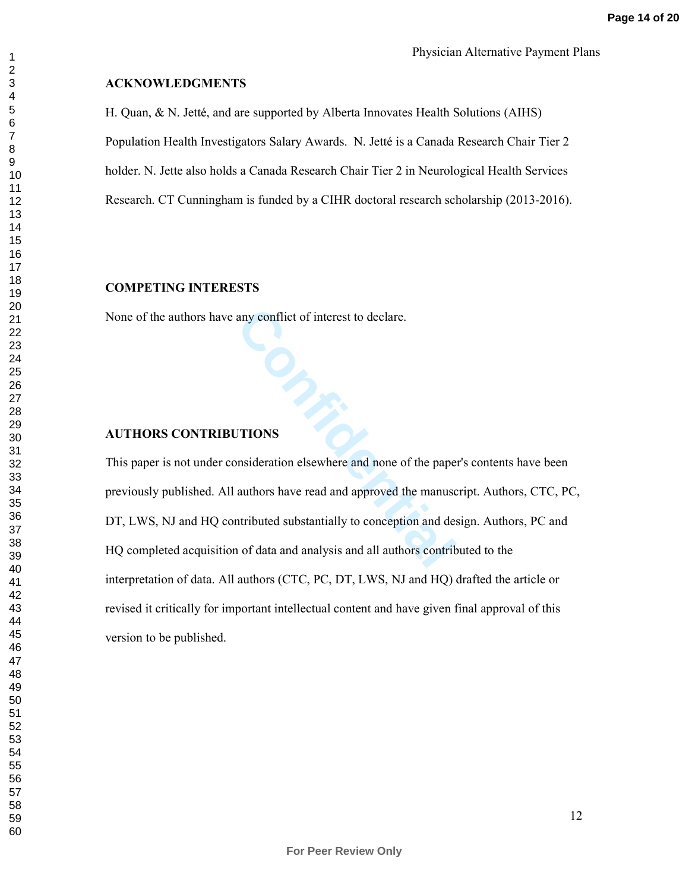## ACKNOWLEDGMENTS

H. Quan, & N. Jetté, and are supported by Alberta Innovates Health Solutions (AIHS) Population Health Investigators Salary Awards. N. Jetté is a Canada Research Chair Tier 2 holder. N. Jette also holds a Canada Research Chair Tier 2 in Neurological Health Services Research. CT Cunningham is funded by a CIHR doctoral research scholarship (2013-2016).

## COMPETING INTERESTS

None of the authors have any conflict of interest to declare.

## AUTHORS CONTRIBUTIONS

This paper is not under consideration elsewhere and none of the paper's contents have been previously published. All authors have read and approved the manuscript. Authors, CTC, PC, DT, LWS, NJ and HQ contributed substantially to conception and design. Authors, PC and HQ completed acquisition of data and analysis and all authors contributed to the interpretation of data. All authors (CTC, PC, DT, LWS, NJ and HQ) drafted the article or revised it critically for important intellectual content and have given final approval of this version to be published.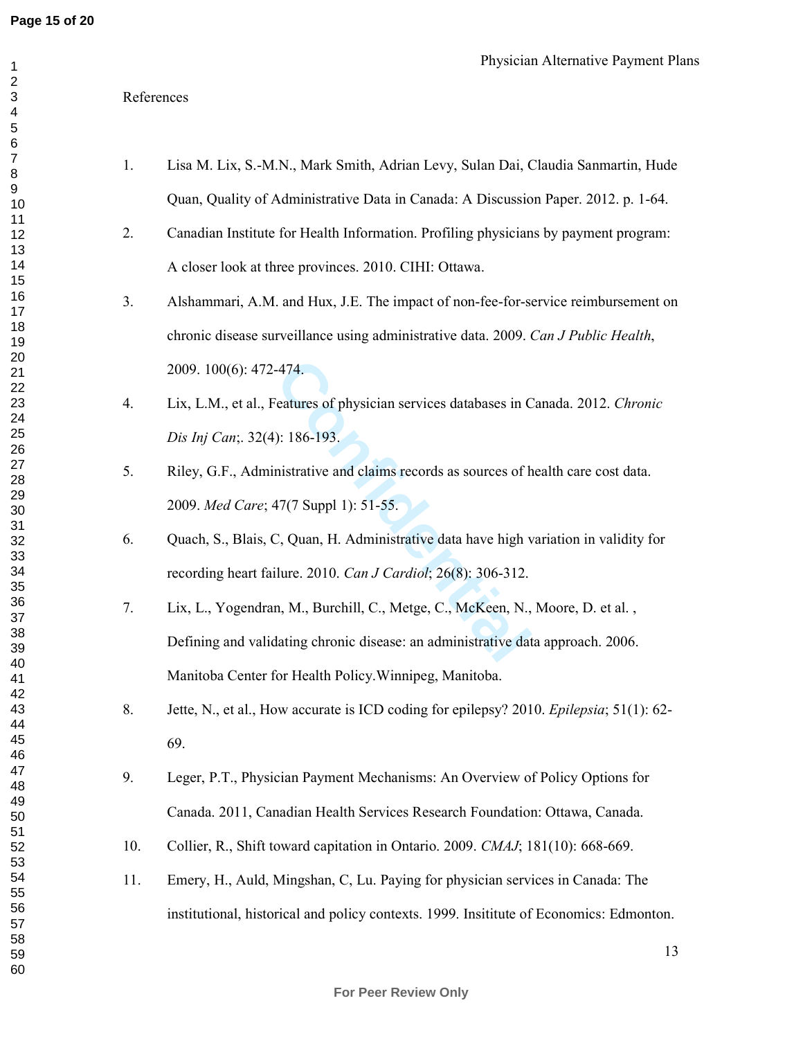References

1. Lisa M. Lix, S.-M.N., Mark Smith, Adrian Levy, Sulan Dai, Claudia Sanmartin, Hude Quan, Quality of Administrative Data in Canada: A Discussion Paper. 2012. p. 1-64.
2. Canadian Institute for Health Information. Profiling physicians by payment program: A closer look at three provinces. 2010. CIHI: Ottawa.
3. Alshammari, A.M. and Hux, J.E. The impact of non-fee-for-service reimbursement on chronic disease surveillance using administrative data. 2009. *Can J Public Health*, 2009. 100(6): 472-474.
4. Lix, L.M., et al., Features of physician services databases in Canada. 2012. *Chronic Dis Inj Can*;. 32(4): 186-193.
5. Riley, G.F., Administrative and claims records as sources of health care cost data. 2009. *Med Care*; 47(7 Suppl 1): 51-55.
6. Quach, S., Blais, C, Quan, H. Administrative data have high variation in validity for recording heart failure. 2010. *Can J Cardiol*; 26(8): 306-312.
7. Lix, L., Yogendran, M., Burchill, C., Metge, C., McKeen, N., Moore, D. et al. , Defining and validating chronic disease: an administrative data approach. 2006. Manitoba Center for Health Policy.Winnipeg, Manitoba.
8. Jette, N., et al., How accurate is ICD coding for epilepsy? 2010. *Epilepsia*; 51(1): 62-69.
9. Leger, P.T., Physician Payment Mechanisms: An Overview of Policy Options for Canada. 2011, Canadian Health Services Research Foundation: Ottawa, Canada.
10. Collier, R., Shift toward capitation in Ontario. 2009. *CMAJ*; 181(10): 668-669.
11. Emery, H., Auld, Mingshan, C, Lu. Paying for physician services in Canada: The institutional, historical and policy contexts. 1999. Insititute of Economics: Edmonton.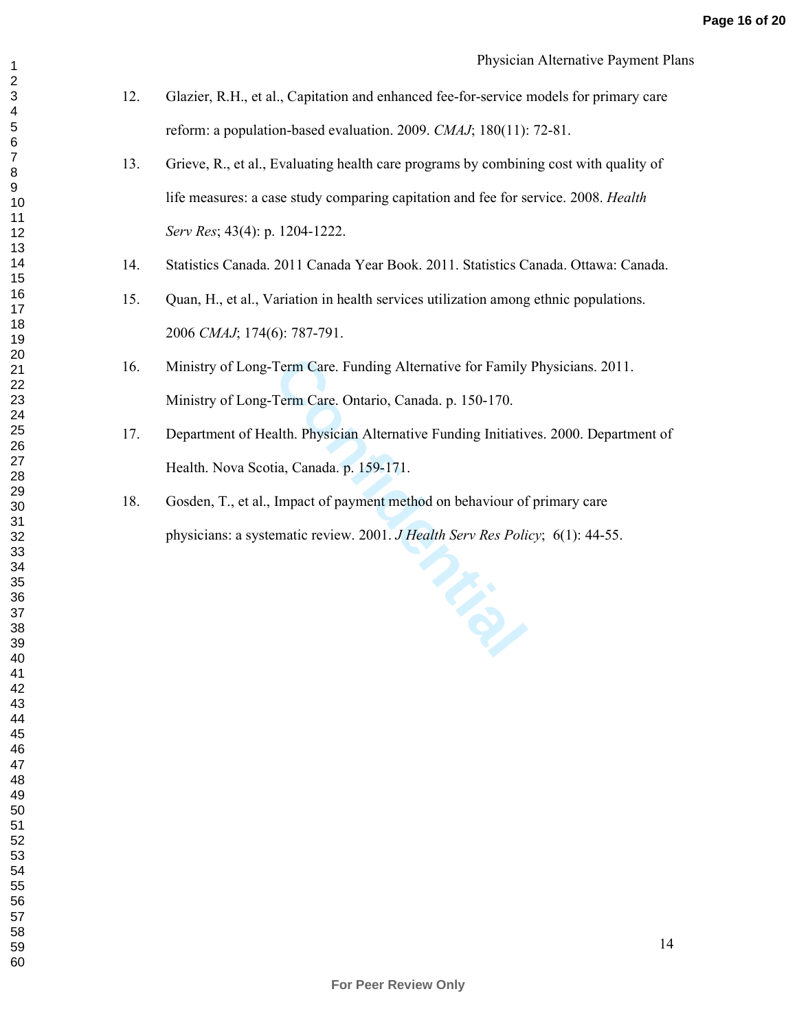12. Glazier, R.H., et al., Capitation and enhanced fee-for-service models for primary care reform: a population-based evaluation. 2009. *CMAJ*; 180(11): 72-81.

13. Grieve, R., et al., Evaluating health care programs by combining cost with quality of life measures: a case study comparing capitation and fee for service. 2008. *Health Serv Res*; 43(4): p. 1204-1222.

14. Statistics Canada. 2011 Canada Year Book. 2011. Statistics Canada. Ottawa: Canada.

15. Quan, H., et al., Variation in health services utilization among ethnic populations. 2006 *CMAJ*; 174(6): 787-791.

16. Ministry of Long-Term Care. Funding Alternative for Family Physicians. 2011. Ministry of Long-Term Care. Ontario, Canada. p. 150-170.

17. Department of Health. Physician Alternative Funding Initiatives. 2000. Department of Health. Nova Scotia, Canada. p. 159-171.

18. Gosden, T., et al., Impact of payment method on behaviour of primary care physicians: a systematic review. 2001. *J Health Serv Res Policy*; 6(1): 44-55.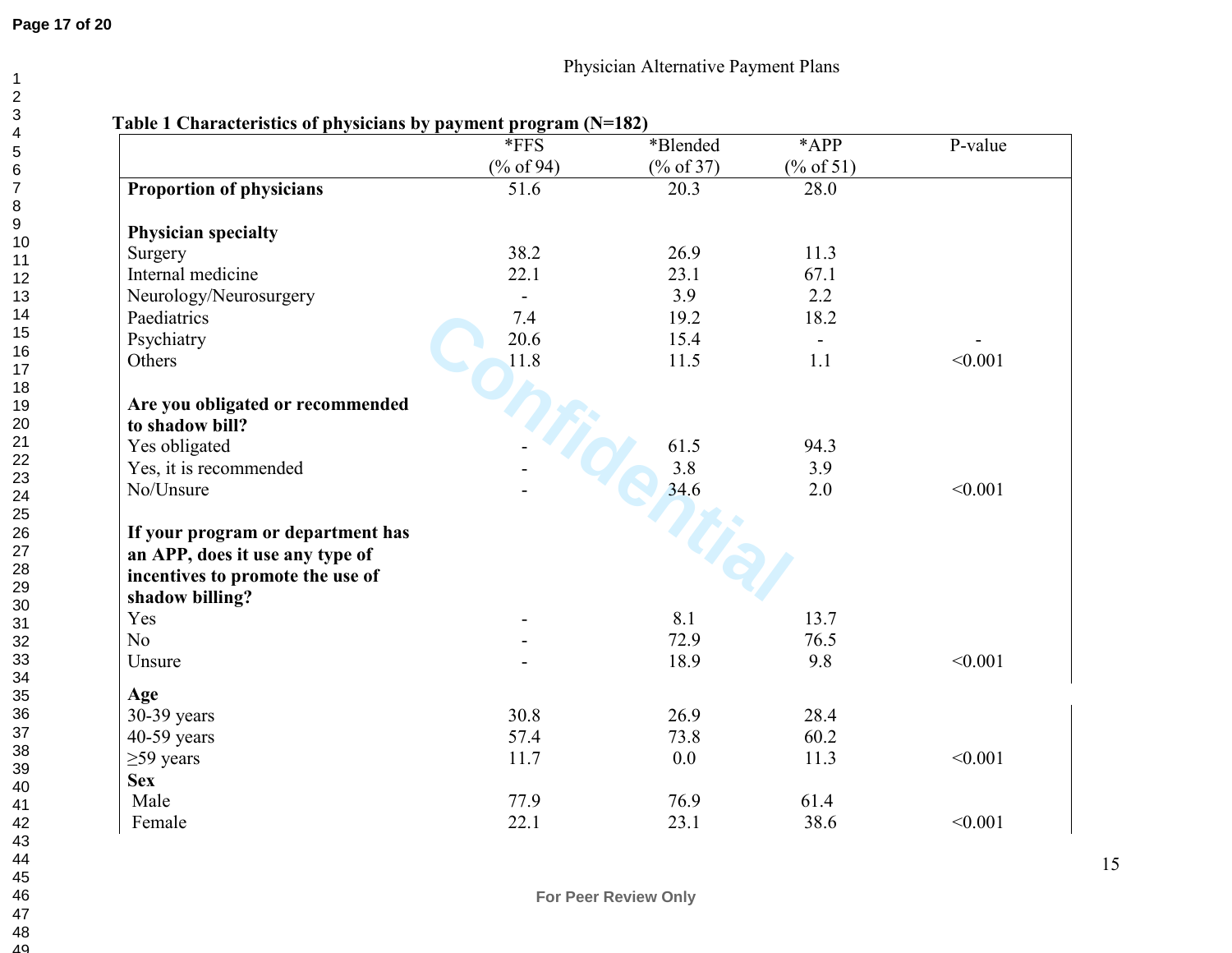**Table 1 Characteristics of physicians by payment program (N=182)**

| | *FFS (% of 94) | *Blended (% of 37) | *APP (% of 51) | P-value |
|---|---|---|---|---|
| **Proportion of physicians** | 51.6 | 20.3 | 28.0 | |
| **Physician specialty** | | | | |
| Surgery | 38.2 | 26.9 | 11.3 | |
| Internal medicine | 22.1 | 23.1 | 67.1 | |
| Neurology/Neurosurgery | - | 3.9 | 2.2 | |
| Paediatrics | 7.4 | 19.2 | 18.2 | |
| Psychiatry | 20.6 | 15.4 | - | - |
| Others | 11.8 | 11.5 | 1.1 | <0.001 |
| **Are you obligated or recommended to shadow bill?** | | | | |
| Yes obligated | - | 61.5 | 94.3 | |
| Yes, it is recommended | - | 3.8 | 3.9 | |
| No/Unsure | - | 34.6 | 2.0 | <0.001 |
| **If your program or department has an APP, does it use any type of incentives to promote the use of shadow billing?** | | | | |
| Yes | - | 8.1 | 13.7 | |
| No | - | 72.9 | 76.5 | |
| Unsure | - | 18.9 | 9.8 | <0.001 |
| **Age** | | | | |
| 30-39 years | 30.8 | 26.9 | 28.4 | |
| 40-59 years | 57.4 | 73.8 | 60.2 | |
| ≥59 years | 11.7 | 0.0 | 11.3 | <0.001 |
| **Sex** | | | | |
| Male | 77.9 | 76.9 | 61.4 | |
| Female | 22.1 | 23.1 | 38.6 | <0.001 |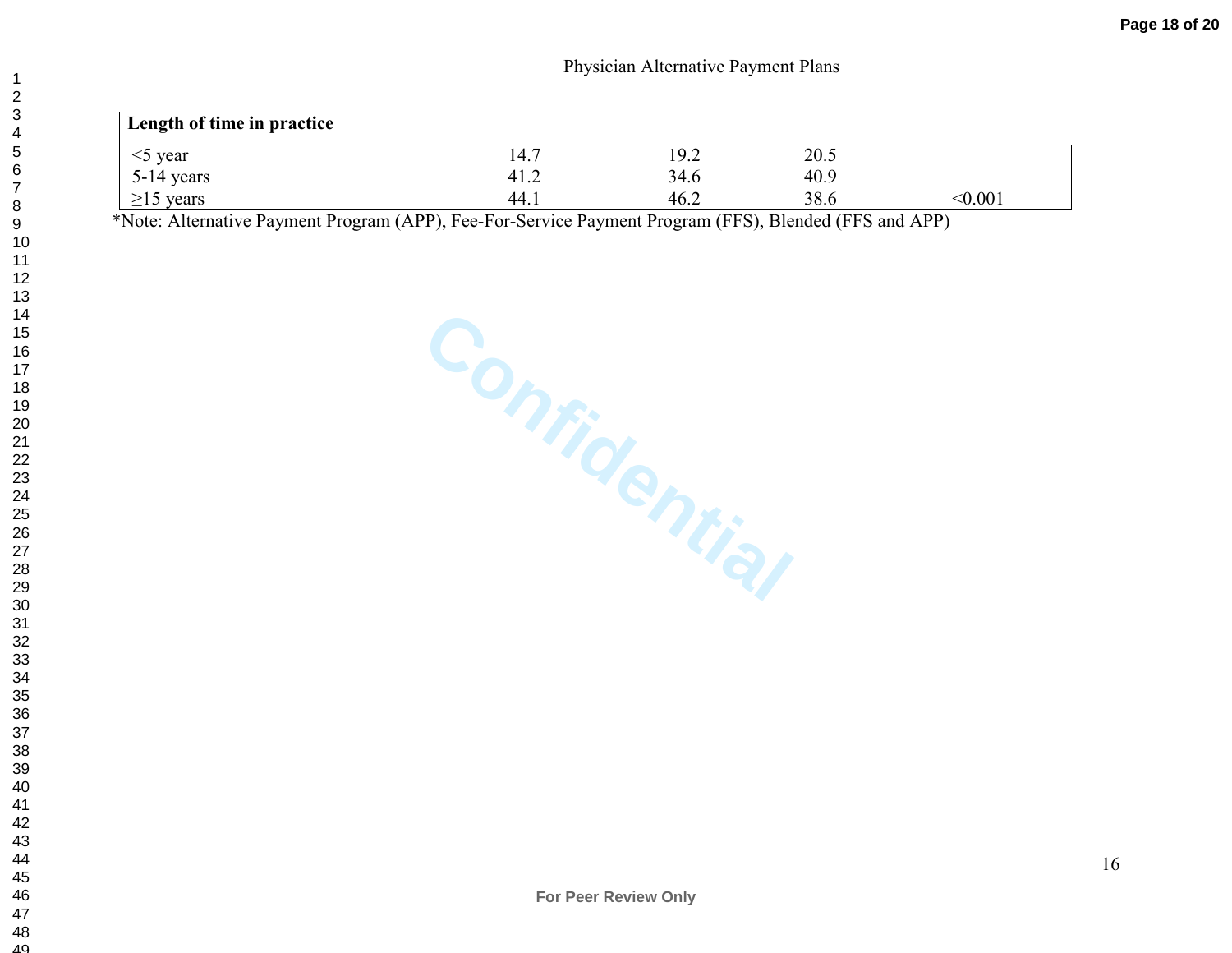| Length of time in practice | | | | |
|---|---|---|---|---|
| <5 year | 14.7 | 19.2 | 20.5 | |
| 5-14 years | 41.2 | 34.6 | 40.9 | |
| ≥15 years | 44.1 | 46.2 | 38.6 | <0.001 |

*Note: Alternative Payment Program (APP), Fee-For-Service Payment Program (FFS), Blended (FFS and APP)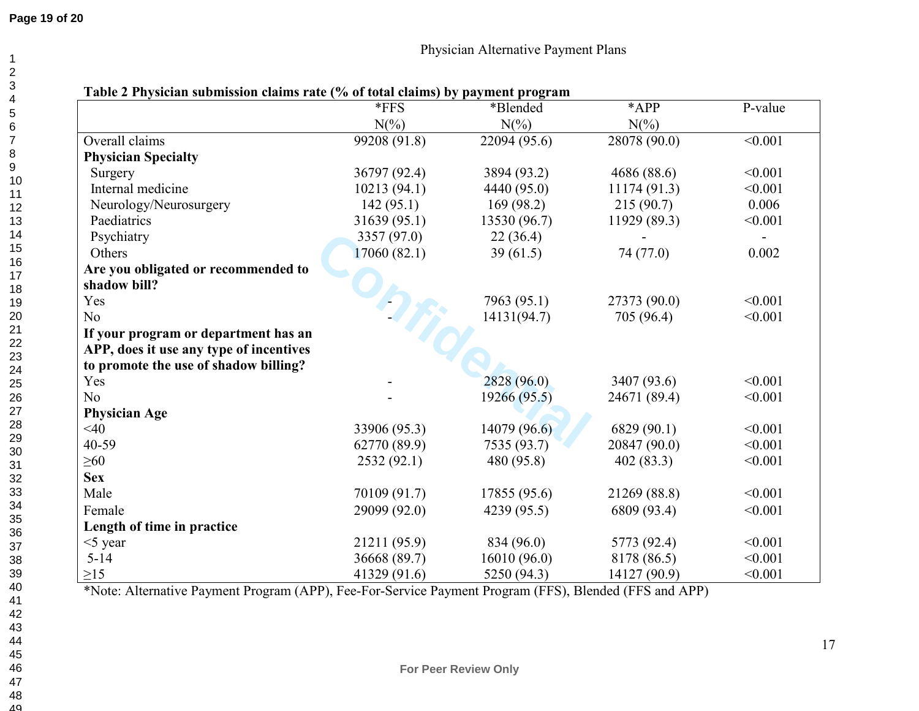**Table 2 Physician submission claims rate (% of total claims) by payment program**

| | *FFS N(%) | *Blended N(%) | *APP N(%) | P-value |
|---|---|---|---|---|
| Overall claims | 99208 (91.8) | 22094 (95.6) | 28078 (90.0) | <0.001 |
| **Physician Specialty** | | | | |
| Surgery | 36797 (92.4) | 3894 (93.2) | 4686 (88.6) | <0.001 |
| Internal medicine | 10213 (94.1) | 4440 (95.0) | 11174 (91.3) | <0.001 |
| Neurology/Neurosurgery | 142 (95.1) | 169 (98.2) | 215 (90.7) | 0.006 |
| Paediatrics | 31639 (95.1) | 13530 (96.7) | 11929 (89.3) | <0.001 |
| Psychiatry | 3357 (97.0) | 22 (36.4) | - | - |
| Others | 17060 (82.1) | 39 (61.5) | 74 (77.0) | 0.002 |
| **Are you obligated or recommended to shadow bill?** | | | | |
| Yes | - | 7963 (95.1) | 27373 (90.0) | <0.001 |
| No | - | 14131(94.7) | 705 (96.4) | <0.001 |
| **If your program or department has an APP, does it use any type of incentives to promote the use of shadow billing?** | | | | |
| Yes | - | 2828 (96.0) | 3407 (93.6) | <0.001 |
| No | - | 19266 (95.5) | 24671 (89.4) | <0.001 |
| **Physician Age** | | | | |
| <40 | 33906 (95.3) | 14079 (96.6) | 6829 (90.1) | <0.001 |
| 40-59 | 62770 (89.9) | 7535 (93.7) | 20847 (90.0) | <0.001 |
| ≥60 | 2532 (92.1) | 480 (95.8) | 402 (83.3) | <0.001 |
| **Sex** | | | | |
| Male | 70109 (91.7) | 17855 (95.6) | 21269 (88.8) | <0.001 |
| Female | 29099 (92.0) | 4239 (95.5) | 6809 (93.4) | <0.001 |
| **Length of time in practice** | | | | |
| <5 year | 21211 (95.9) | 834 (96.0) | 5773 (92.4) | <0.001 |
| 5-14 | 36668 (89.7) | 16010 (96.0) | 8178 (86.5) | <0.001 |
| ≥15 | 41329 (91.6) | 5250 (94.3) | 14127 (90.9) | <0.001 |

*Note: Alternative Payment Program (APP), Fee-For-Service Payment Program (FFS), Blended (FFS and APP)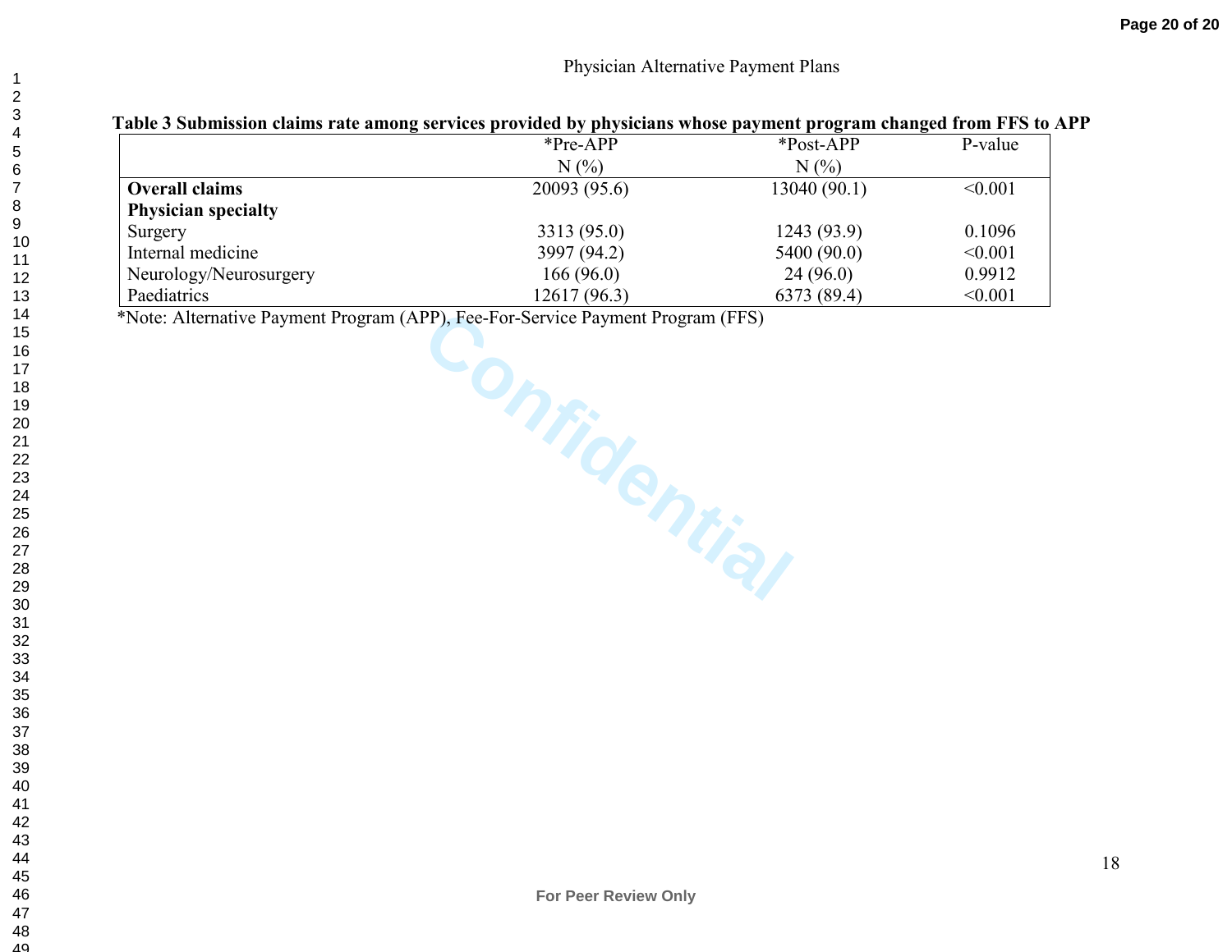**Table 3 Submission claims rate among services provided by physicians whose payment program changed from FFS to APP**

| | *Pre-APP N (%) | *Post-APP N (%) | P-value |
|---|---|---|---|
| **Overall claims** | 20093 (95.6) | 13040 (90.1) | <0.001 |
| **Physician specialty** | | | |
| Surgery | 3313 (95.0) | 1243 (93.9) | 0.1096 |
| Internal medicine | 3997 (94.2) | 5400 (90.0) | <0.001 |
| Neurology/Neurosurgery | 166 (96.0) | 24 (96.0) | 0.9912 |
| Paediatrics | 12617 (96.3) | 6373 (89.4) | <0.001 |

*Note: Alternative Payment Program (APP), Fee-For-Service Payment Program (FFS)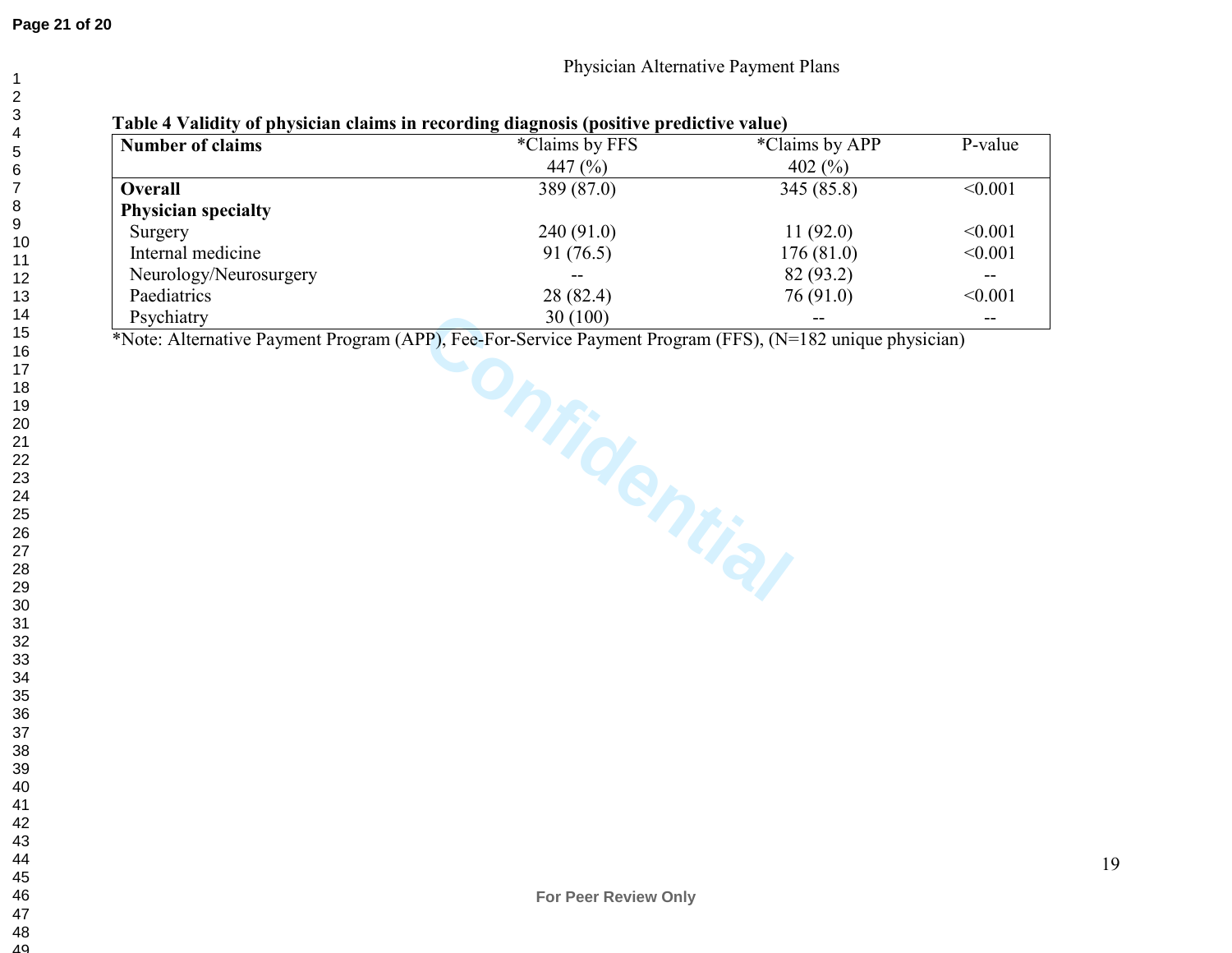**Table 4 Validity of physician claims in recording diagnosis (positive predictive value)**

| Number of claims | *Claims by FFS 447 (%) | *Claims by APP 402 (%) | P-value |
|---|---|---|---|
| **Overall** | 389 (87.0) | 345 (85.8) | <0.001 |
| **Physician specialty** | | | |
| Surgery | 240 (91.0) | 11 (92.0) | <0.001 |
| Internal medicine | 91 (76.5) | 176 (81.0) | <0.001 |
| Neurology/Neurosurgery | -- | 82 (93.2) | -- |
| Paediatrics | 28 (82.4) | 76 (91.0) | <0.001 |
| Psychiatry | 30 (100) | -- | -- |

*Note: Alternative Payment Program (APP), Fee-For-Service Payment Program (FFS), (N=182 unique physician)